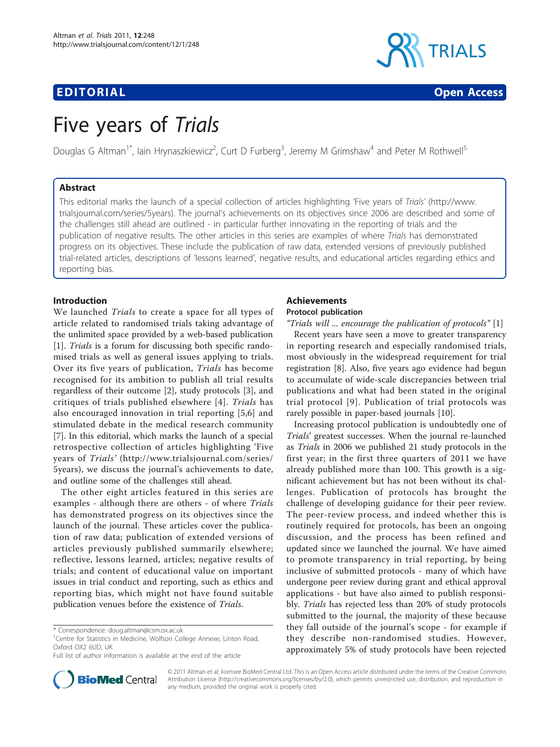EDITORIAL Open Access

# Five years of *Trials*

Douglas G Altman[1*], Iain Hrynaszkiewicz[2], Curt D Furberg[3], Jeremy M Grimshaw[4] and Peter M Rothwell[5]

## Abstract

This editorial marks the launch of a special collection of articles highlighting 'Five years of *Trials*' (http://www.trialsjournal.com/series/5years). The journal's achievements on its objectives since 2006 are described and some of the challenges still ahead are outlined - in particular further innovating in the reporting of trials and the publication of negative results. The other articles in this series are examples of where *Trials* has demonstrated progress on its objectives. These include the publication of raw data, extended versions of previously published trial-related articles, descriptions of 'lessons learned', negative results, and educational articles regarding ethics and reporting bias.

## Introduction

We launched *Trials* to create a space for all types of article related to randomised trials taking advantage of the unlimited space provided by a web-based publication [1]. *Trials* is a forum for discussing both specific randomised trials as well as general issues applying to trials. Over its five years of publication, *Trials* has become recognised for its ambition to publish all trial results regardless of their outcome [2], study protocols [3], and critiques of trials published elsewhere [4]. *Trials* has also encouraged innovation in trial reporting [5,6] and stimulated debate in the medical research community [7]. In this editorial, which marks the launch of a special retrospective collection of articles highlighting 'Five years of *Trials*' (http://www.trialsjournal.com/series/5years), we discuss the journal's achievements to date, and outline some of the challenges still ahead.

The other eight articles featured in this series are examples - although there are others - of where *Trials* has demonstrated progress on its objectives since the launch of the journal. These articles cover the publication of raw data; publication of extended versions of articles previously published summarily elsewhere; reflective, lessons learned, articles; negative results of trials; and content of educational value on important issues in trial conduct and reporting, such as ethics and reporting bias, which might not have found suitable publication venues before the existence of *Trials*.

\* Correspondence: doug.altman@csm.ox.ac.uk
[1]Centre for Statistics in Medicine, Wolfson College Annexe, Linton Road, Oxford OX2 6UD, UK
Full list of author information is available at the end of the article

## Achievements

### Protocol publication

*"Trials will ... encourage the publication of protocols"* [1]

Recent years have seen a move to greater transparency in reporting research and especially randomised trials, most obviously in the widespread requirement for trial registration [8]. Also, five years ago evidence had begun to accumulate of wide-scale discrepancies between trial publications and what had been stated in the original trial protocol [9]. Publication of trial protocols was rarely possible in paper-based journals [10].

Increasing protocol publication is undoubtedly one of *Trials*' greatest successes. When the journal re-launched as *Trials* in 2006 we published 21 study protocols in the first year; in the first three quarters of 2011 we have already published more than 100. This growth is a significant achievement but has not been without its challenges. Publication of protocols has brought the challenge of developing guidance for their peer review. The peer-review process, and indeed whether this is routinely required for protocols, has been an ongoing discussion, and the process has been refined and updated since we launched the journal. We have aimed to promote transparency in trial reporting, by being inclusive of submitted protocols - many of which have undergone peer review during grant and ethical approval applications - but have also aimed to publish responsibly. *Trials* has rejected less than 20% of study protocols submitted to the journal, the majority of these because they fall outside of the journal's scope - for example if they describe non-randomised studies. However, approximately 5% of study protocols have been rejected

© 2011 Altman et al; licensee BioMed Central Ltd. This is an Open Access article distributed under the terms of the Creative Commons Attribution License (http://creativecommons.org/licenses/by/2.0), which permits unrestricted use, distribution, and reproduction in any medium, provided the original work is properly cited.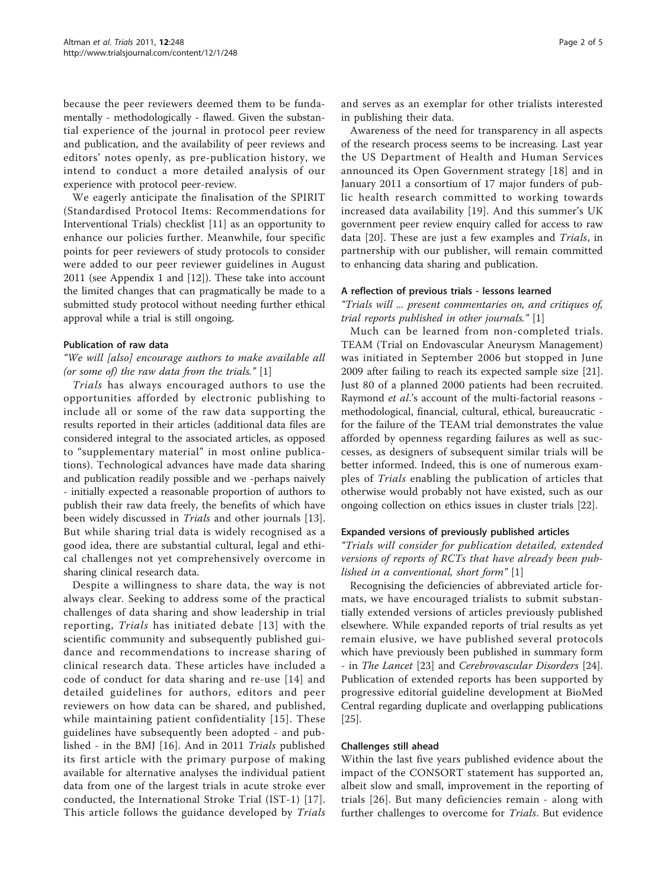because the peer reviewers deemed them to be fundamentally - methodologically - flawed. Given the substantial experience of the journal in protocol peer review and publication, and the availability of peer reviews and editors' notes openly, as pre-publication history, we intend to conduct a more detailed analysis of our experience with protocol peer-review.

We eagerly anticipate the finalisation of the SPIRIT (Standardised Protocol Items: Recommendations for Interventional Trials) checklist [11] as an opportunity to enhance our policies further. Meanwhile, four specific points for peer reviewers of study protocols to consider were added to our peer reviewer guidelines in August 2011 (see Appendix 1 and [12]). These take into account the limited changes that can pragmatically be made to a submitted study protocol without needing further ethical approval while a trial is still ongoing.

#### Publication of raw data

*"We will [also] encourage authors to make available all (or some of) the raw data from the trials."* [1]

*Trials* has always encouraged authors to use the opportunities afforded by electronic publishing to include all or some of the raw data supporting the results reported in their articles (additional data files are considered integral to the associated articles, as opposed to "supplementary material" in most online publications). Technological advances have made data sharing and publication readily possible and we -perhaps naively - initially expected a reasonable proportion of authors to publish their raw data freely, the benefits of which have been widely discussed in *Trials* and other journals [13]. But while sharing trial data is widely recognised as a good idea, there are substantial cultural, legal and ethical challenges not yet comprehensively overcome in sharing clinical research data.

Despite a willingness to share data, the way is not always clear. Seeking to address some of the practical challenges of data sharing and show leadership in trial reporting, *Trials* has initiated debate [13] with the scientific community and subsequently published guidance and recommendations to increase sharing of clinical research data. These articles have included a code of conduct for data sharing and re-use [14] and detailed guidelines for authors, editors and peer reviewers on how data can be shared, and published, while maintaining patient confidentiality [15]. These guidelines have subsequently been adopted - and published - in the BMJ [16]. And in 2011 *Trials* published its first article with the primary purpose of making available for alternative analyses the individual patient data from one of the largest trials in acute stroke ever conducted, the International Stroke Trial (IST-1) [17]. This article follows the guidance developed by *Trials* and serves as an exemplar for other trialists interested in publishing their data.

Awareness of the need for transparency in all aspects of the research process seems to be increasing. Last year the US Department of Health and Human Services announced its Open Government strategy [18] and in January 2011 a consortium of 17 major funders of public health research committed to working towards increased data availability [19]. And this summer's UK government peer review enquiry called for access to raw data [20]. These are just a few examples and *Trials*, in partnership with our publisher, will remain committed to enhancing data sharing and publication.

#### A reflection of previous trials - lessons learned

*"Trials will ... present commentaries on, and critiques of, trial reports published in other journals."* [1]

Much can be learned from non-completed trials. TEAM (Trial on Endovascular Aneurysm Management) was initiated in September 2006 but stopped in June 2009 after failing to reach its expected sample size [21]. Just 80 of a planned 2000 patients had been recruited. Raymond *et al.*'s account of the multi-factorial reasons - methodological, financial, cultural, ethical, bureaucratic - for the failure of the TEAM trial demonstrates the value afforded by openness regarding failures as well as successes, as designers of subsequent similar trials will be better informed. Indeed, this is one of numerous examples of *Trials* enabling the publication of articles that otherwise would probably not have existed, such as our ongoing collection on ethics issues in cluster trials [22].

#### Expanded versions of previously published articles

*"Trials will consider for publication detailed, extended versions of reports of RCTs that have already been published in a conventional, short form"* [1]

Recognising the deficiencies of abbreviated article formats, we have encouraged trialists to submit substantially extended versions of articles previously published elsewhere. While expanded reports of trial results as yet remain elusive, we have published several protocols which have previously been published in summary form - in *The Lancet* [23] and *Cerebrovascular Disorders* [24]. Publication of extended reports has been supported by progressive editorial guideline development at BioMed Central regarding duplicate and overlapping publications [25].

#### Challenges still ahead

Within the last five years published evidence about the impact of the CONSORT statement has supported an, albeit slow and small, improvement in the reporting of trials [26]. But many deficiencies remain - along with further challenges to overcome for *Trials*. But evidence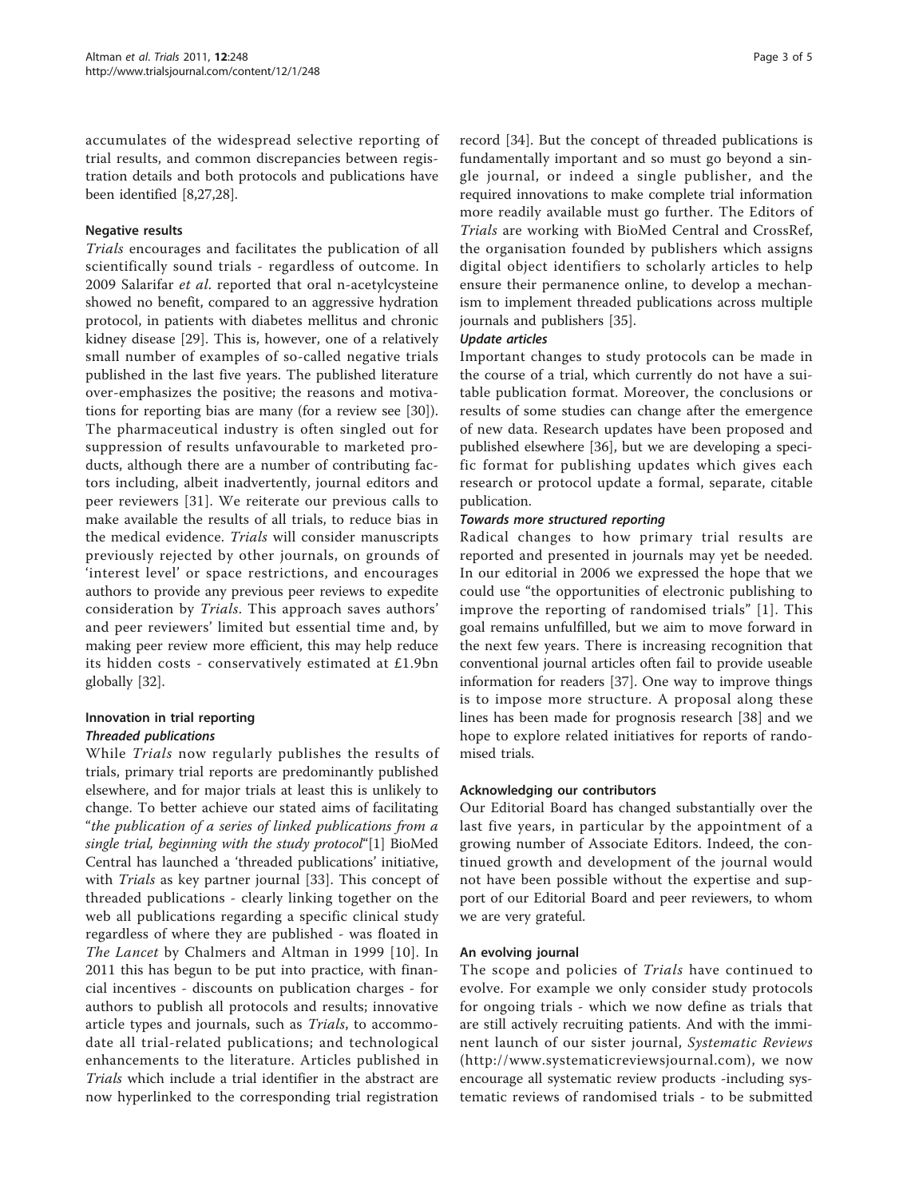accumulates of the widespread selective reporting of trial results, and common discrepancies between registration details and both protocols and publications have been identified [8,27,28].

## Negative results

*Trials* encourages and facilitates the publication of all scientifically sound trials - regardless of outcome. In 2009 Salarifar *et al.* reported that oral n-acetylcysteine showed no benefit, compared to an aggressive hydration protocol, in patients with diabetes mellitus and chronic kidney disease [29]. This is, however, one of a relatively small number of examples of so-called negative trials published in the last five years. The published literature over-emphasizes the positive; the reasons and motivations for reporting bias are many (for a review see [30]). The pharmaceutical industry is often singled out for suppression of results unfavourable to marketed products, although there are a number of contributing factors including, albeit inadvertently, journal editors and peer reviewers [31]. We reiterate our previous calls to make available the results of all trials, to reduce bias in the medical evidence. *Trials* will consider manuscripts previously rejected by other journals, on grounds of 'interest level' or space restrictions, and encourages authors to provide any previous peer reviews to expedite consideration by *Trials*. This approach saves authors' and peer reviewers' limited but essential time and, by making peer review more efficient, this may help reduce its hidden costs - conservatively estimated at £1.9bn globally [32].

## Innovation in trial reporting

### Threaded publications

While *Trials* now regularly publishes the results of trials, primary trial reports are predominantly published elsewhere, and for major trials at least this is unlikely to change. To better achieve our stated aims of facilitating "*the publication of a series of linked publications from a single trial, beginning with the study protocol*"[1] BioMed Central has launched a 'threaded publications' initiative, with *Trials* as key partner journal [33]. This concept of threaded publications - clearly linking together on the web all publications regarding a specific clinical study regardless of where they are published - was floated in *The Lancet* by Chalmers and Altman in 1999 [10]. In 2011 this has begun to be put into practice, with financial incentives - discounts on publication charges - for authors to publish all protocols and results; innovative article types and journals, such as *Trials*, to accommodate all trial-related publications; and technological enhancements to the literature. Articles published in *Trials* which include a trial identifier in the abstract are now hyperlinked to the corresponding trial registration record [34]. But the concept of threaded publications is fundamentally important and so must go beyond a single journal, or indeed a single publisher, and the required innovations to make complete trial information more readily available must go further. The Editors of *Trials* are working with BioMed Central and CrossRef, the organisation founded by publishers which assigns digital object identifiers to scholarly articles to help ensure their permanence online, to develop a mechanism to implement threaded publications across multiple journals and publishers [35].

### Update articles

Important changes to study protocols can be made in the course of a trial, which currently do not have a suitable publication format. Moreover, the conclusions or results of some studies can change after the emergence of new data. Research updates have been proposed and published elsewhere [36], but we are developing a specific format for publishing updates which gives each research or protocol update a formal, separate, citable publication.

### Towards more structured reporting

Radical changes to how primary trial results are reported and presented in journals may yet be needed. In our editorial in 2006 we expressed the hope that we could use "the opportunities of electronic publishing to improve the reporting of randomised trials" [1]. This goal remains unfulfilled, but we aim to move forward in the next few years. There is increasing recognition that conventional journal articles often fail to provide useable information for readers [37]. One way to improve things is to impose more structure. A proposal along these lines has been made for prognosis research [38] and we hope to explore related initiatives for reports of randomised trials.

## Acknowledging our contributors

Our Editorial Board has changed substantially over the last five years, in particular by the appointment of a growing number of Associate Editors. Indeed, the continued growth and development of the journal would not have been possible without the expertise and support of our Editorial Board and peer reviewers, to whom we are very grateful.

## An evolving journal

The scope and policies of *Trials* have continued to evolve. For example we only consider study protocols for ongoing trials - which we now define as trials that are still actively recruiting patients. And with the imminent launch of our sister journal, *Systematic Reviews* (http://www.systematicreviewsjournal.com), we now encourage all systematic review products -including systematic reviews of randomised trials - to be submitted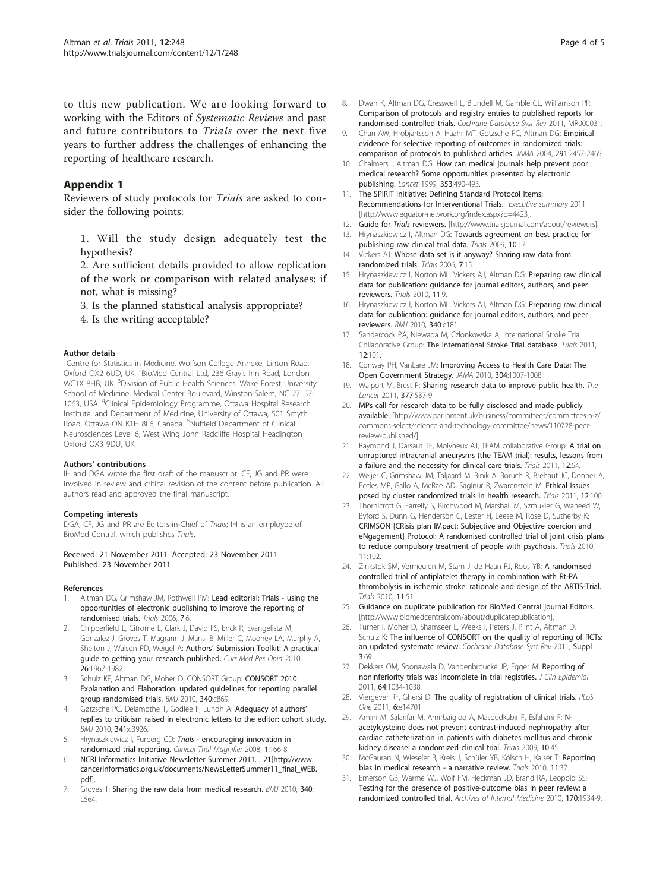to this new publication. We are looking forward to working with the Editors of *Systematic Reviews* and past and future contributors to *Trials* over the next five years to further address the challenges of enhancing the reporting of healthcare research.

## Appendix 1

Reviewers of study protocols for *Trials* are asked to consider the following points:

1. Will the study design adequately test the hypothesis?
2. Are sufficient details provided to allow replication of the work or comparison with related analyses: if not, what is missing?
3. Is the planned statistical analysis appropriate?
4. Is the writing acceptable?

#### Author details

[1]Centre for Statistics in Medicine, Wolfson College Annexe, Linton Road, Oxford OX2 6UD, UK. [2]BioMed Central Ltd, 236 Gray's Inn Road, London WC1X 8HB, UK. [3]Division of Public Health Sciences, Wake Forest University School of Medicine, Medical Center Boulevard, Winston-Salem, NC 27157-1063, USA. [4]Clinical Epidemiology Programme, Ottawa Hospital Research Institute, and Department of Medicine, University of Ottawa, 501 Smyth Road, Ottawa ON K1H 8L6, Canada. [5]Nuffield Department of Clinical Neurosciences Level 6, West Wing John Radcliffe Hospital Headington Oxford OX3 9DU, UK.

#### Authors' contributions

IH and DGA wrote the first draft of the manuscript. CF, JG and PR were involved in review and critical revision of the content before publication. All authors read and approved the final manuscript.

#### Competing interests

DGA, CF, JG and PR are Editors-in-Chief of *Trials*; IH is an employee of BioMed Central, which publishes *Trials*.

Received: 21 November 2011 Accepted: 23 November 2011
Published: 23 November 2011

#### References

1. Altman DG, Grimshaw JM, Rothwell PM: **Lead editorial: Trials - using the opportunities of electronic publishing to improve the reporting of randomised trials.** *Trials* 2006, **7**:6.
2. Chipperfield L, Citrome L, Clark J, David FS, Enck R, Evangelista M, Gonzalez J, Groves T, Magrann J, Mansi B, Miller C, Mooney LA, Murphy A, Shelton J, Walson PD, Weigel A: **Authors' Submission Toolkit: A practical guide to getting your research published.** *Curr Med Res Opin* 2010, **26**:1967-1982.
3. Schulz KF, Altman DG, Moher D, CONSORT Group: **CONSORT 2010 Explanation and Elaboration: updated guidelines for reporting parallel group randomised trials.** *BMJ* 2010, **340**:c869.
4. Gøtzsche PC, Delamothe T, Godlee F, Lundh A: **Adequacy of authors' replies to criticism raised in electronic letters to the editor: cohort study.** *BMJ* 2010, **341**:c3926.
5. Hrynaszkiewicz I, Furberg CD: ***Trials* - encouraging innovation in randomized trial reporting.** *Clinical Trial Magnifier* 2008, **1**:166-8.
6. NCRI Informatics Initiative Newsletter Summer 2011. , 21[http://www.cancerinformatics.org.uk/documents/NewsLetterSummer11_final_WEB.pdf].
7. Groves T: **Sharing the raw data from medical research.** *BMJ* 2010, **340**:c564.
8. Dwan K, Altman DG, Cresswell L, Blundell M, Gamble CL, Williamson PR: **Comparison of protocols and registry entries to published reports for randomised controlled trials.** *Cochrane Database Syst Rev* 2011, MR000031.
9. Chan AW, Hrobjartsson A, Haahr MT, Gotzsche PC, Altman DG: **Empirical evidence for selective reporting of outcomes in randomized trials: comparison of protocols to published articles.** *JAMA* 2004, **291**:2457-2465.
10. Chalmers I, Altman DG: **How can medical journals help prevent poor medical research? Some opportunities presented by electronic publishing.** *Lancet* 1999, **353**:490-493.
11. **The SPIRIT initiative: Defining Standard Protocol Items: Recommendations for Interventional Trials.** *Executive summary* 2011 [http://www.equator-network.org/index.aspx?o=4423].
12. **Guide for *Trials* reviewers.** [http://www.trialsjournal.com/about/reviewers].
13. Hrynaszkiewicz I, Altman DG: **Towards agreement on best practice for publishing raw clinical trial data.** *Trials* 2009, **10**:17.
14. Vickers AJ: **Whose data set is it anyway? Sharing raw data from randomized trials.** *Trials* 2006, **7**:15.
15. Hrynaszkiewicz I, Norton ML, Vickers AJ, Altman DG: **Preparing raw clinical data for publication: guidance for journal editors, authors, and peer reviewers.** *Trials* 2010, **11**:9.
16. Hrynaszkiewicz I, Norton ML, Vickers AJ, Altman DG: **Preparing raw clinical data for publication: guidance for journal editors, authors, and peer reviewers.** *BMJ* 2010, **340**:c181.
17. Sandercock PA, Niewada M, Członkowska A, International Stroke Trial Collaborative Group: **The International Stroke Trial database.** *Trials* 2011, **12**:101.
18. Conway PH, VanLare JM: **Improving Access to Health Care Data: The Open Government Strategy.** *JAMA* 2010, **304**:1007-1008.
19. Walport M, Brest P: **Sharing research data to improve public health.** *The Lancet* 2011, **377**:537-9.
20. **MPs call for research data to be fully disclosed and made publicly available.** [http://www.parliament.uk/business/committees/committees-a-z/commons-select/science-and-technology-committee/news/110728-peer-review-published/].
21. Raymond J, Darsaut TE, Molyneux AJ, TEAM collaborative Group: **A trial on unruptured intracranial aneurysms (the TEAM trial): results, lessons from a failure and the necessity for clinical care trials.** *Trials* 2011, **12**:64.
22. Weijer C, Grimshaw JM, Taljaard M, Binik A, Boruch R, Brehaut JC, Donner A, Eccles MP, Gallo A, McRae AD, Saginur R, Zwarenstein M: **Ethical issues posed by cluster randomized trials in health research.** *Trials* 2011, **12**:100.
23. Thornicroft G, Farrelly S, Birchwood M, Marshall M, Szmukler G, Waheed W, Byford S, Dunn G, Henderson C, Lester H, Leese M, Rose D, Sutherby K: **CRIMSON [CRisis plan IMpact: Subjective and Objective coercion and eNgagement] Protocol: A randomised controlled trial of joint crisis plans to reduce compulsory treatment of people with psychosis.** *Trials* 2010, **11**:102.
24. Zinkstok SM, Vermeulen M, Stam J, de Haan RJ, Roos YB: **A randomised controlled trial of antiplatelet therapy in combination with Rt-PA thrombolysis in ischemic stroke: rationale and design of the ARTIS-Trial.** *Trials* 2010, **11**:51.
25. **Guidance on duplicate publication for BioMed Central journal Editors.** [http://www.biomedcentral.com/about/duplicatepublication].
26. Turner L, Moher D, Shamseer L, Weeks L, Peters J, Plint A, Altman D, Schulz K: **The influence of CONSORT on the quality of reporting of RCTs: an updated systematc review.** *Cochrane Database Syst Rev* 2011, **Suppl 3**:69.
27. Dekkers OM, Soonawala D, Vandenbroucke JP, Egger M: **Reporting of noninferiority trials was incomplete in trial registries.** *J Clin Epidemiol* 2011, **64**:1034-1038.
28. Viergever RF, Ghersi D: **The quality of registration of clinical trials.** *PLoS One* 2011, **6**:e14701.
29. Amini M, Salarifar M, Amirbaigloo A, Masoudkabir F, Esfahani F: **N-acetylcysteine does not prevent contrast-induced nephropathy after cardiac catheterization in patients with diabetes mellitus and chronic kidney disease: a randomized clinical trial.** *Trials* 2009, **10**:45.
30. McGauran N, Wieseler B, Kreis J, Schüler YB, Kölsch H, Kaiser T: **Reporting bias in medical research - a narrative review.** *Trials* 2010, **11**:37.
31. Emerson GB, Warme WJ, Wolf FM, Heckman JD, Brand RA, Leopold SS: **Testing for the presence of positive-outcome bias in peer review: a randomized controlled trial.** *Archives of Internal Medicine* 2010, **170**:1934-9.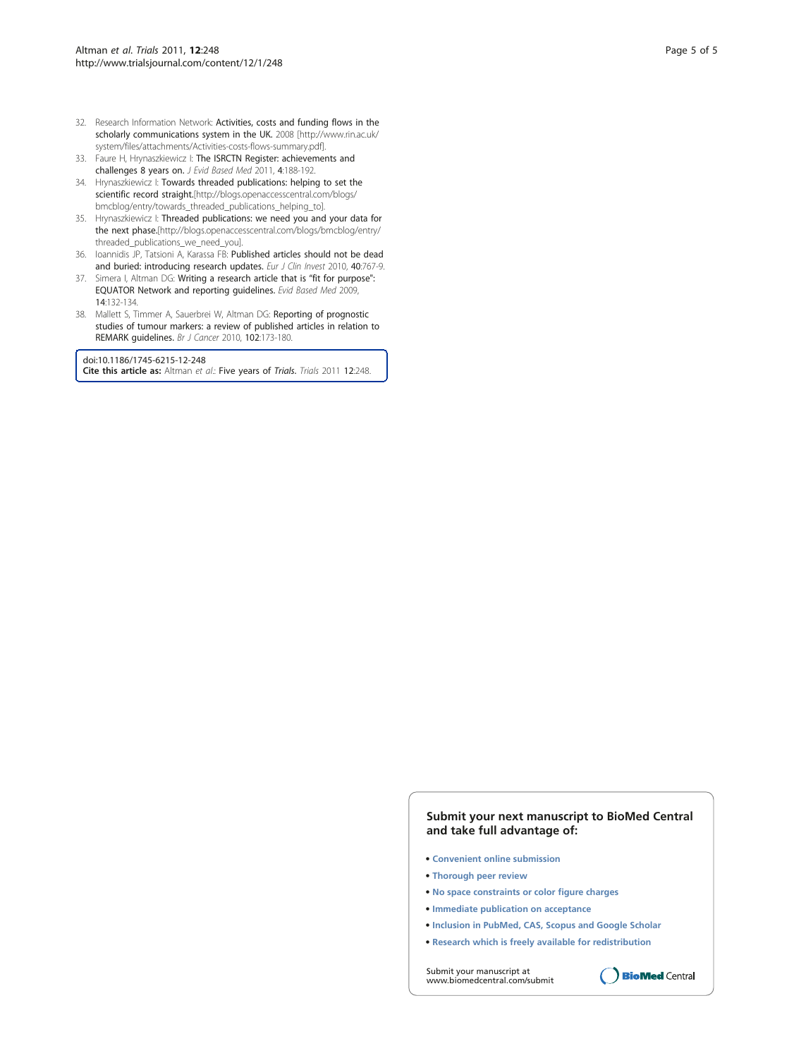32. Research Information Network: **Activities, costs and funding flows in the scholarly communications system in the UK.** 2008 [http://www.rin.ac.uk/system/files/attachments/Activities-costs-flows-summary.pdf].
33. Faure H, Hrynaszkiewicz I: **The ISRCTN Register: achievements and challenges 8 years on.** *J Evid Based Med* 2011, **4**:188-192.
34. Hrynaszkiewicz I: **Towards threaded publications: helping to set the scientific record straight.**[http://blogs.openaccesscentral.com/blogs/bmcblog/entry/towards_threaded_publications_helping_to].
35. Hrynaszkiewicz I: **Threaded publications: we need you and your data for the next phase.**[http://blogs.openaccesscentral.com/blogs/bmcblog/entry/threaded_publications_we_need_you].
36. Ioannidis JP, Tatsioni A, Karassa FB: **Published articles should not be dead and buried: introducing research updates.** *Eur J Clin Invest* 2010, **40**:767-9.
37. Simera I, Altman DG: **Writing a research article that is "fit for purpose": EQUATOR Network and reporting guidelines.** *Evid Based Med* 2009, **14**:132-134.
38. Mallett S, Timmer A, Sauerbrei W, Altman DG: **Reporting of prognostic studies of tumour markers: a review of published articles in relation to REMARK guidelines.** *Br J Cancer* 2010, **102**:173-180.

doi:10.1186/1745-6215-12-248
**Cite this article as:** Altman *et al.*: Five years of *Trials*. *Trials* 2011 **12**:248.

**Submit your next manuscript to BioMed Central and take full advantage of:**

- **Convenient online submission**
- **Thorough peer review**
- **No space constraints or color figure charges**
- **Immediate publication on acceptance**
- **Inclusion in PubMed, CAS, Scopus and Google Scholar**
- **Research which is freely available for redistribution**

Submit your manuscript at
www.biomedcentral.com/submit

BioMed Central